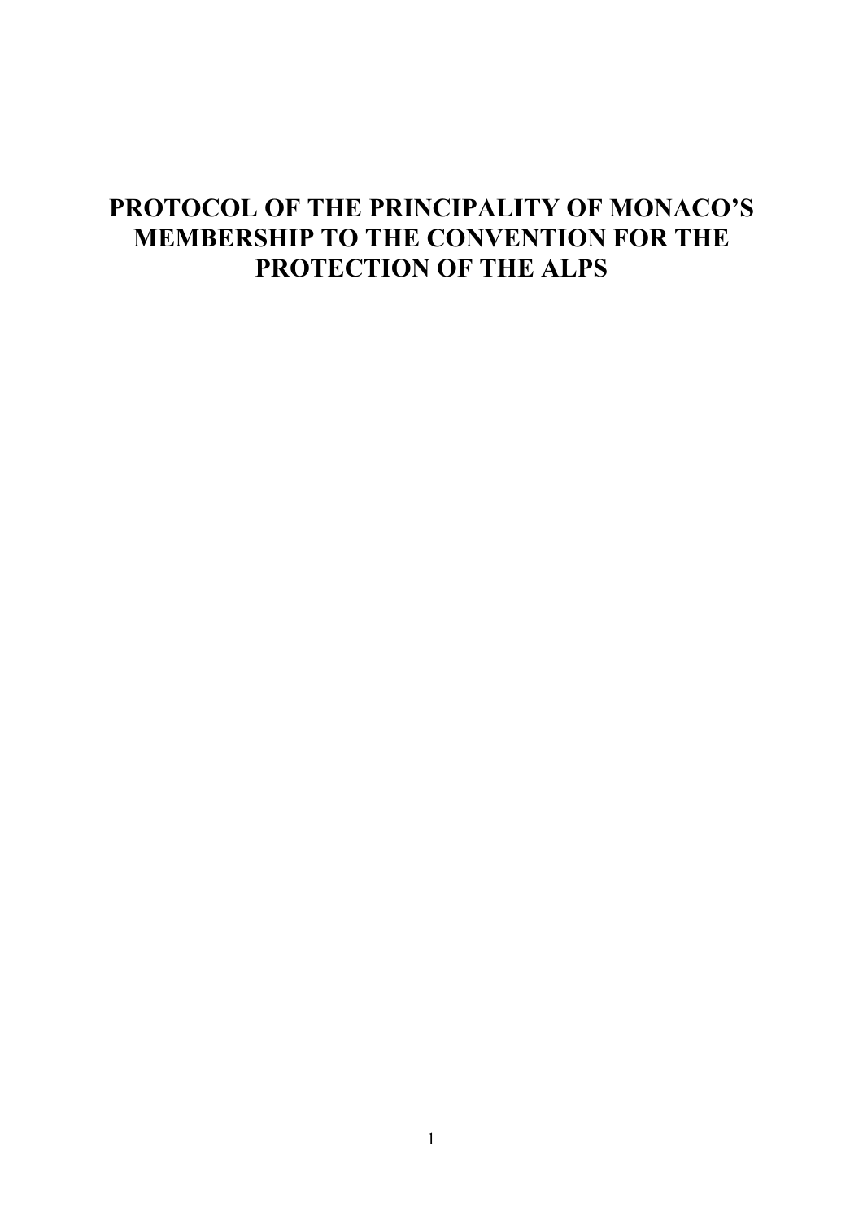# PROTOCOL OF THE PRINCIPALITY OF MONACO'S MEMBERSHIP TO THE CONVENTION FOR THE PROTECTION OF THE ALPS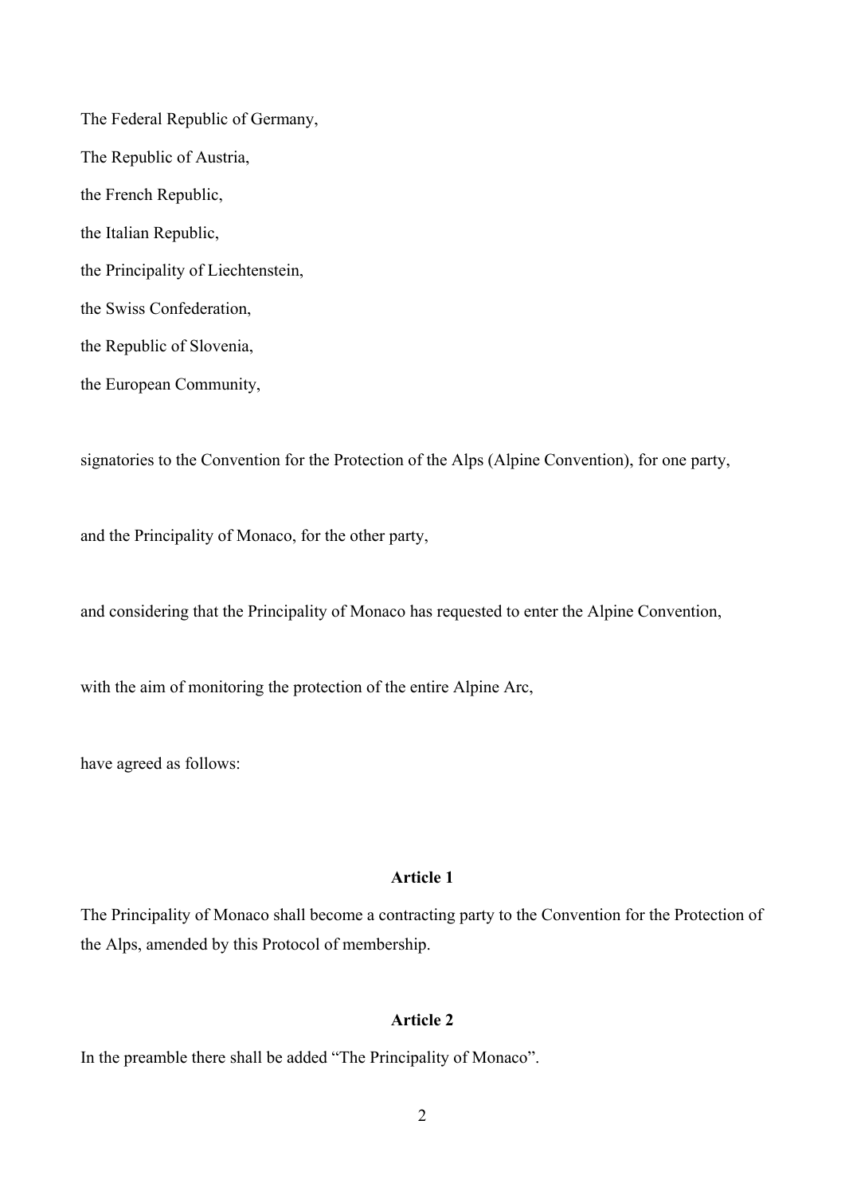The Federal Republic of Germany,

The Republic of Austria,

the French Republic,

the Italian Republic,

the Principality of Liechtenstein,

the Swiss Confederation,

the Republic of Slovenia,

the European Community,

signatories to the Convention for the Protection of the Alps (Alpine Convention), for one party,

and the Principality of Monaco, for the other party,

and considering that the Principality of Monaco has requested to enter the Alpine Convention,

with the aim of monitoring the protection of the entire Alpine Arc,

have agreed as follows:

**Article 1**

The Principality of Monaco shall become a contracting party to the Convention for the Protection of the Alps, amended by this Protocol of membership.

**Article 2**

In the preamble there shall be added “The Principality of Monaco”.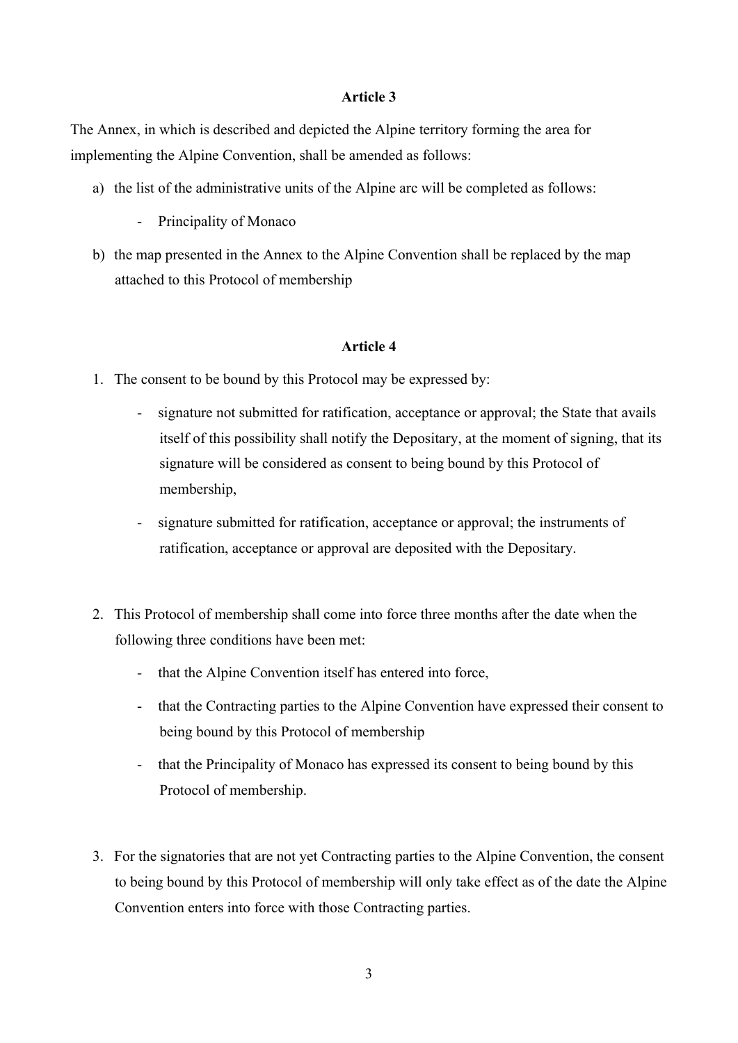## Article 3

The Annex, in which is described and depicted the Alpine territory forming the area for implementing the Alpine Convention, shall be amended as follows:

a) the list of the administrative units of the Alpine arc will be completed as follows:

   - Principality of Monaco

b) the map presented in the Annex to the Alpine Convention shall be replaced by the map attached to this Protocol of membership

## Article 4

1. The consent to be bound by this Protocol may be expressed by:

   - signature not submitted for ratification, acceptance or approval; the State that avails itself of this possibility shall notify the Depositary, at the moment of signing, that its signature will be considered as consent to being bound by this Protocol of membership,

   - signature submitted for ratification, acceptance or approval; the instruments of ratification, acceptance or approval are deposited with the Depositary.

2. This Protocol of membership shall come into force three months after the date when the following three conditions have been met:

   - that the Alpine Convention itself has entered into force,

   - that the Contracting parties to the Alpine Convention have expressed their consent to being bound by this Protocol of membership

   - that the Principality of Monaco has expressed its consent to being bound by this Protocol of membership.

3. For the signatories that are not yet Contracting parties to the Alpine Convention, the consent to being bound by this Protocol of membership will only take effect as of the date the Alpine Convention enters into force with those Contracting parties.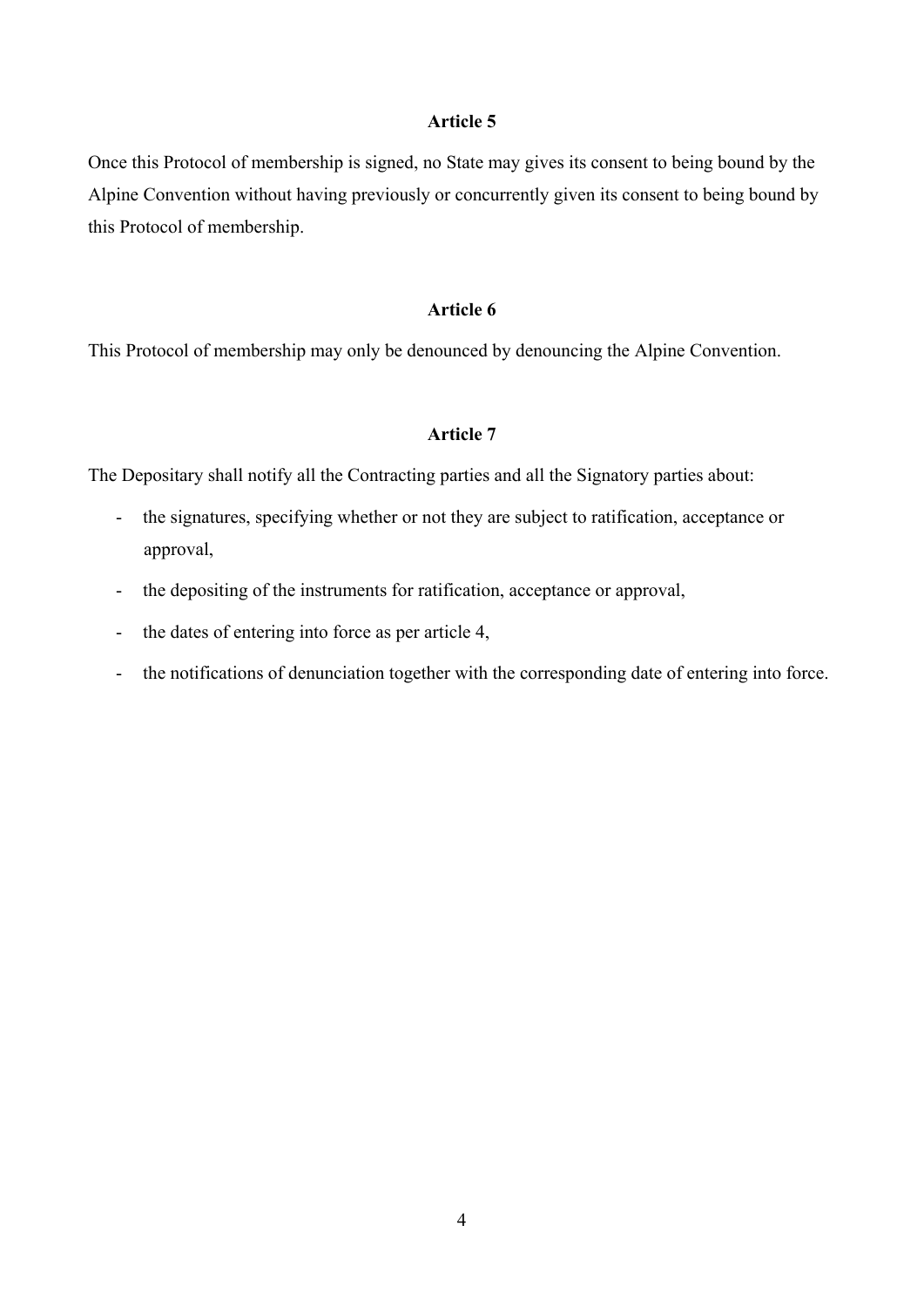**Article 5**

Once this Protocol of membership is signed, no State may gives its consent to being bound by the Alpine Convention without having previously or concurrently given its consent to being bound by this Protocol of membership.

**Article 6**

This Protocol of membership may only be denounced by denouncing the Alpine Convention.

**Article 7**

The Depositary shall notify all the Contracting parties and all the Signatory parties about:

- the signatures, specifying whether or not they are subject to ratification, acceptance or approval,
- the depositing of the instruments for ratification, acceptance or approval,
- the dates of entering into force as per article 4,
- the notifications of denunciation together with the corresponding date of entering into force.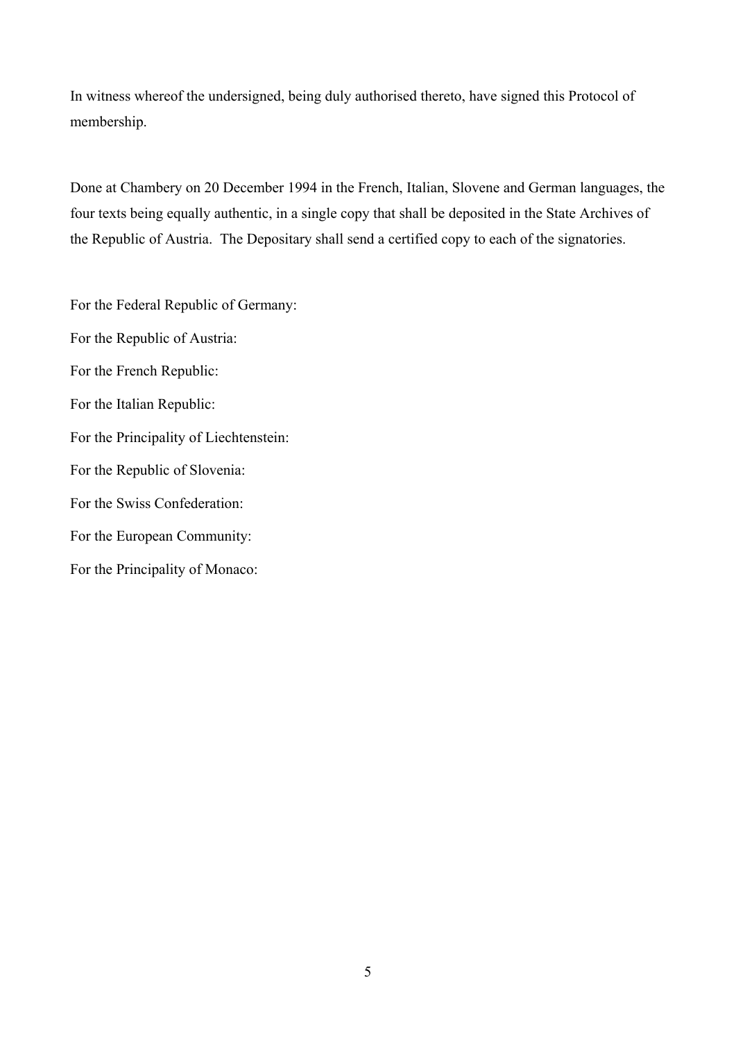In witness whereof the undersigned, being duly authorised thereto, have signed this Protocol of membership.

Done at Chambery on 20 December 1994 in the French, Italian, Slovene and German languages, the four texts being equally authentic, in a single copy that shall be deposited in the State Archives of the Republic of Austria. The Depositary shall send a certified copy to each of the signatories.

For the Federal Republic of Germany:

For the Republic of Austria:

For the French Republic:

For the Italian Republic:

For the Principality of Liechtenstein:

For the Republic of Slovenia:

For the Swiss Confederation:

For the European Community:

For the Principality of Monaco: